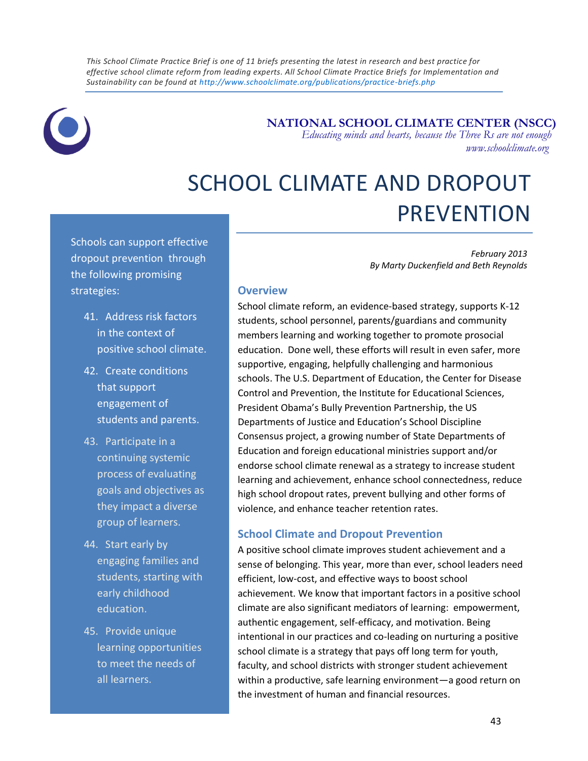*This School Climate Practice Brief is one of 11 briefs presenting the latest in research and best practice for effective school climate reform from leading experts. All School Climate Practice Briefs for Implementation and Sustainability can be found at http://www.schoolclimate.org/publications/practice-briefs.php*

**NATIONAL SCHOOL CLIMATE CENTER (NSCC)**
*Educating minds and hearts, because the Three Rs are not enough*
*www.schoolclimate.org*

# SCHOOL CLIMATE AND DROPOUT PREVENTION

*February 2013*
*By Marty Duckenfield and Beth Reynolds*

Schools can support effective dropout prevention through the following promising strategies:

41. Address risk factors in the context of positive school climate.
42. Create conditions that support engagement of students and parents.
43. Participate in a continuing systemic process of evaluating goals and objectives as they impact a diverse group of learners.
44. Start early by engaging families and students, starting with early childhood education.
45. Provide unique learning opportunities to meet the needs of all learners.

## Overview

School climate reform, an evidence-based strategy, supports K-12 students, school personnel, parents/guardians and community members learning and working together to promote prosocial education. Done well, these efforts will result in even safer, more supportive, engaging, helpfully challenging and harmonious schools. The U.S. Department of Education, the Center for Disease Control and Prevention, the Institute for Educational Sciences, President Obama's Bully Prevention Partnership, the US Departments of Justice and Education's School Discipline Consensus project, a growing number of State Departments of Education and foreign educational ministries support and/or endorse school climate renewal as a strategy to increase student learning and achievement, enhance school connectedness, reduce high school dropout rates, prevent bullying and other forms of violence, and enhance teacher retention rates.

## School Climate and Dropout Prevention

A positive school climate improves student achievement and a sense of belonging. This year, more than ever, school leaders need efficient, low-cost, and effective ways to boost school achievement. We know that important factors in a positive school climate are also significant mediators of learning: empowerment, authentic engagement, self-efficacy, and motivation. Being intentional in our practices and co-leading on nurturing a positive school climate is a strategy that pays off long term for youth, faculty, and school districts with stronger student achievement within a productive, safe learning environment—a good return on the investment of human and financial resources.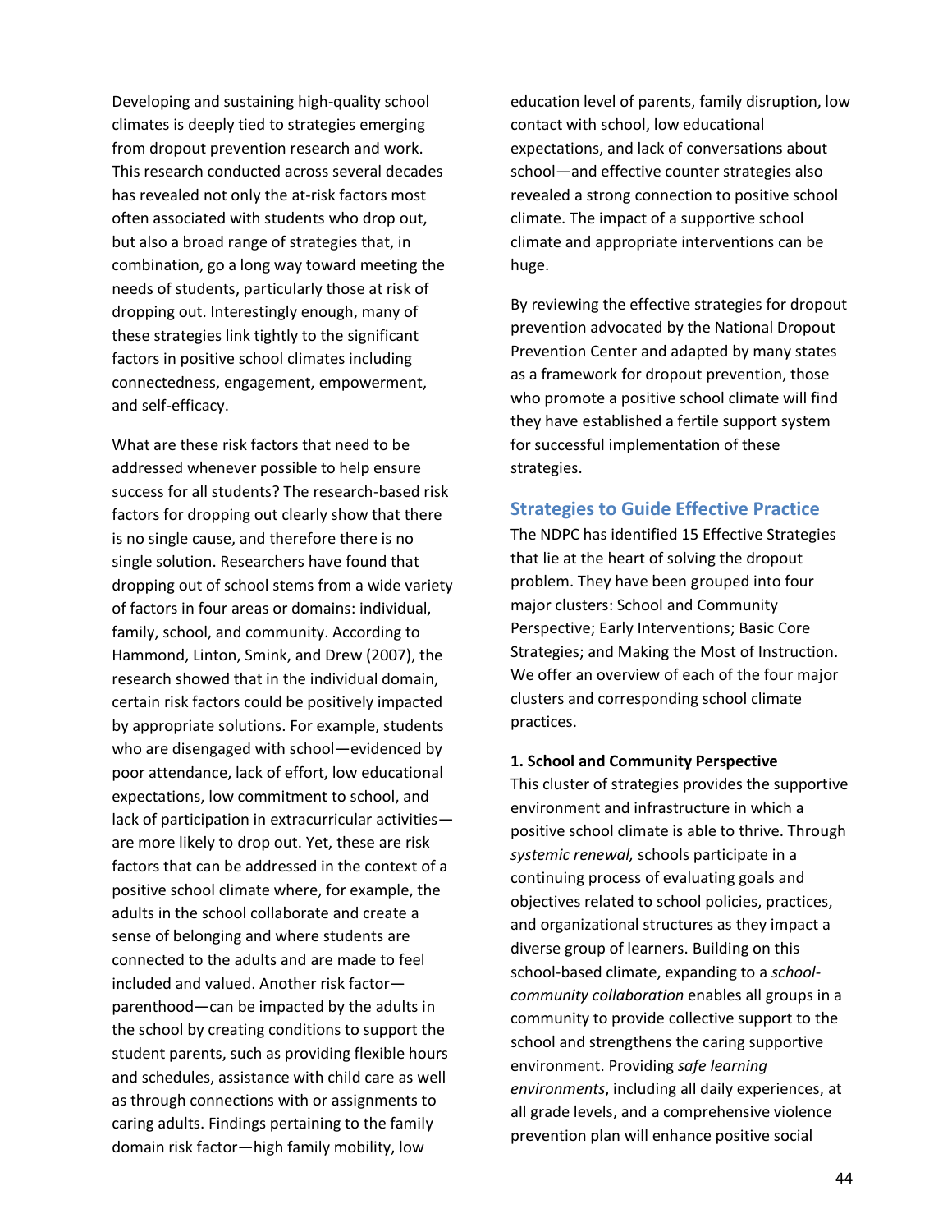Developing and sustaining high-quality school climates is deeply tied to strategies emerging from dropout prevention research and work. This research conducted across several decades has revealed not only the at-risk factors most often associated with students who drop out, but also a broad range of strategies that, in combination, go a long way toward meeting the needs of students, particularly those at risk of dropping out. Interestingly enough, many of these strategies link tightly to the significant factors in positive school climates including connectedness, engagement, empowerment, and self-efficacy.

What are these risk factors that need to be addressed whenever possible to help ensure success for all students? The research-based risk factors for dropping out clearly show that there is no single cause, and therefore there is no single solution. Researchers have found that dropping out of school stems from a wide variety of factors in four areas or domains: individual, family, school, and community. According to Hammond, Linton, Smink, and Drew (2007), the research showed that in the individual domain, certain risk factors could be positively impacted by appropriate solutions. For example, students who are disengaged with school—evidenced by poor attendance, lack of effort, low educational expectations, low commitment to school, and lack of participation in extracurricular activities—are more likely to drop out. Yet, these are risk factors that can be addressed in the context of a positive school climate where, for example, the adults in the school collaborate and create a sense of belonging and where students are connected to the adults and are made to feel included and valued. Another risk factor—parenthood—can be impacted by the adults in the school by creating conditions to support the student parents, such as providing flexible hours and schedules, assistance with child care as well as through connections with or assignments to caring adults. Findings pertaining to the family domain risk factor—high family mobility, low education level of parents, family disruption, low contact with school, low educational expectations, and lack of conversations about school—and effective counter strategies also revealed a strong connection to positive school climate. The impact of a supportive school climate and appropriate interventions can be huge.

By reviewing the effective strategies for dropout prevention advocated by the National Dropout Prevention Center and adapted by many states as a framework for dropout prevention, those who promote a positive school climate will find they have established a fertile support system for successful implementation of these strategies.

## Strategies to Guide Effective Practice

The NDPC has identified 15 Effective Strategies that lie at the heart of solving the dropout problem. They have been grouped into four major clusters: School and Community Perspective; Early Interventions; Basic Core Strategies; and Making the Most of Instruction. We offer an overview of each of the four major clusters and corresponding school climate practices.

**1. School and Community Perspective**

This cluster of strategies provides the supportive environment and infrastructure in which a positive school climate is able to thrive. Through *systemic renewal,* schools participate in a continuing process of evaluating goals and objectives related to school policies, practices, and organizational structures as they impact a diverse group of learners. Building on this school-based climate, expanding to a *school-community collaboration* enables all groups in a community to provide collective support to the school and strengthens the caring supportive environment. Providing *safe learning environments*, including all daily experiences, at all grade levels, and a comprehensive violence prevention plan will enhance positive social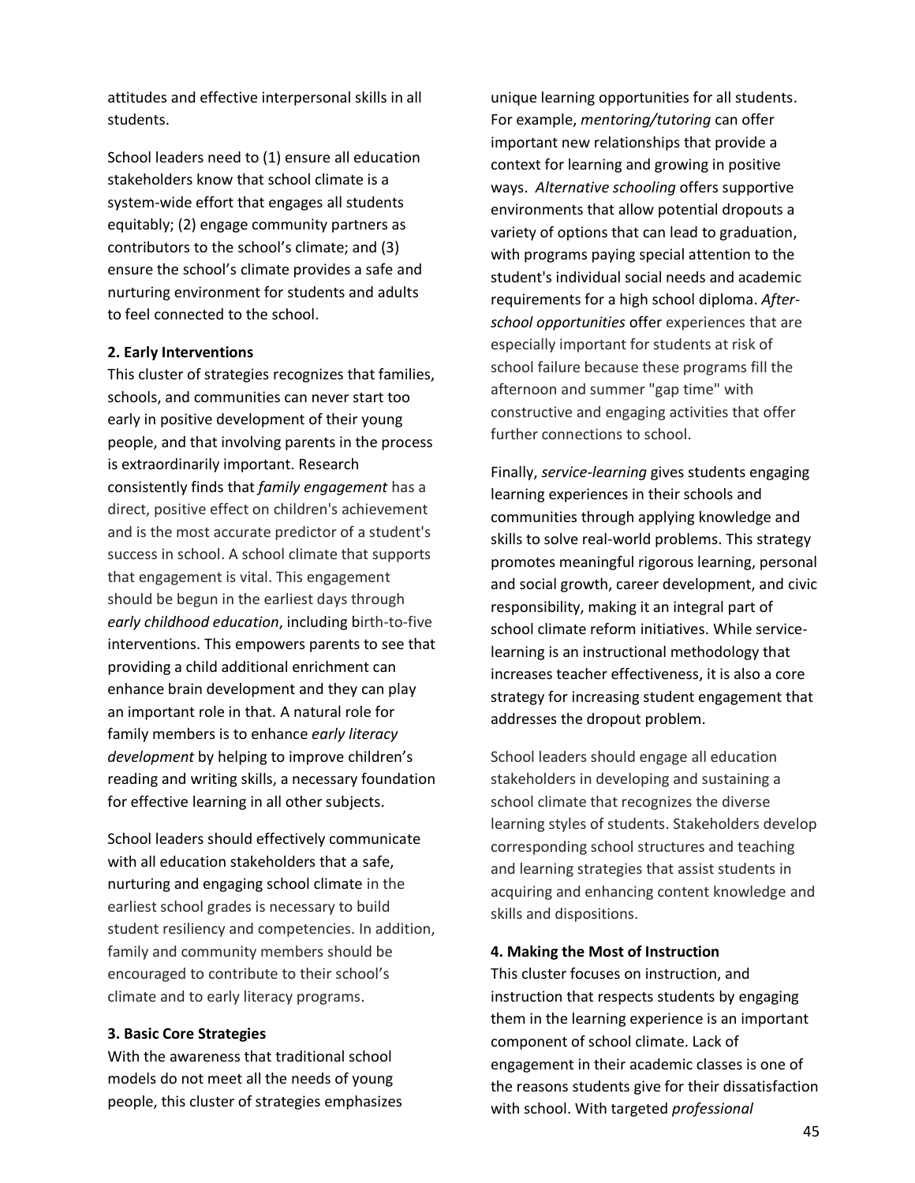attitudes and effective interpersonal skills in all students.

School leaders need to (1) ensure all education stakeholders know that school climate is a system-wide effort that engages all students equitably; (2) engage community partners as contributors to the school's climate; and (3) ensure the school's climate provides a safe and nurturing environment for students and adults to feel connected to the school.

**2. Early Interventions**

This cluster of strategies recognizes that families, schools, and communities can never start too early in positive development of their young people, and that involving parents in the process is extraordinarily important. Research consistently finds that *family engagement* has a direct, positive effect on children's achievement and is the most accurate predictor of a student's success in school. A school climate that supports that engagement is vital. This engagement should be begun in the earliest days through *early childhood education*, including birth-to-five interventions. This empowers parents to see that providing a child additional enrichment can enhance brain development and they can play an important role in that. A natural role for family members is to enhance *early literacy development* by helping to improve children's reading and writing skills, a necessary foundation for effective learning in all other subjects.

School leaders should effectively communicate with all education stakeholders that a safe, nurturing and engaging school climate in the earliest school grades is necessary to build student resiliency and competencies. In addition, family and community members should be encouraged to contribute to their school's climate and to early literacy programs.

**3. Basic Core Strategies**

With the awareness that traditional school models do not meet all the needs of young people, this cluster of strategies emphasizes unique learning opportunities for all students. For example, *mentoring/tutoring* can offer important new relationships that provide a context for learning and growing in positive ways. *Alternative schooling* offers supportive environments that allow potential dropouts a variety of options that can lead to graduation, with programs paying special attention to the student's individual social needs and academic requirements for a high school diploma. *After-school opportunities* offer experiences that are especially important for students at risk of school failure because these programs fill the afternoon and summer "gap time" with constructive and engaging activities that offer further connections to school.

Finally, *service-learning* gives students engaging learning experiences in their schools and communities through applying knowledge and skills to solve real-world problems. This strategy promotes meaningful rigorous learning, personal and social growth, career development, and civic responsibility, making it an integral part of school climate reform initiatives. While service-learning is an instructional methodology that increases teacher effectiveness, it is also a core strategy for increasing student engagement that addresses the dropout problem.

School leaders should engage all education stakeholders in developing and sustaining a school climate that recognizes the diverse learning styles of students. Stakeholders develop corresponding school structures and teaching and learning strategies that assist students in acquiring and enhancing content knowledge and skills and dispositions.

**4. Making the Most of Instruction**

This cluster focuses on instruction, and instruction that respects students by engaging them in the learning experience is an important component of school climate. Lack of engagement in their academic classes is one of the reasons students give for their dissatisfaction with school. With targeted *professional*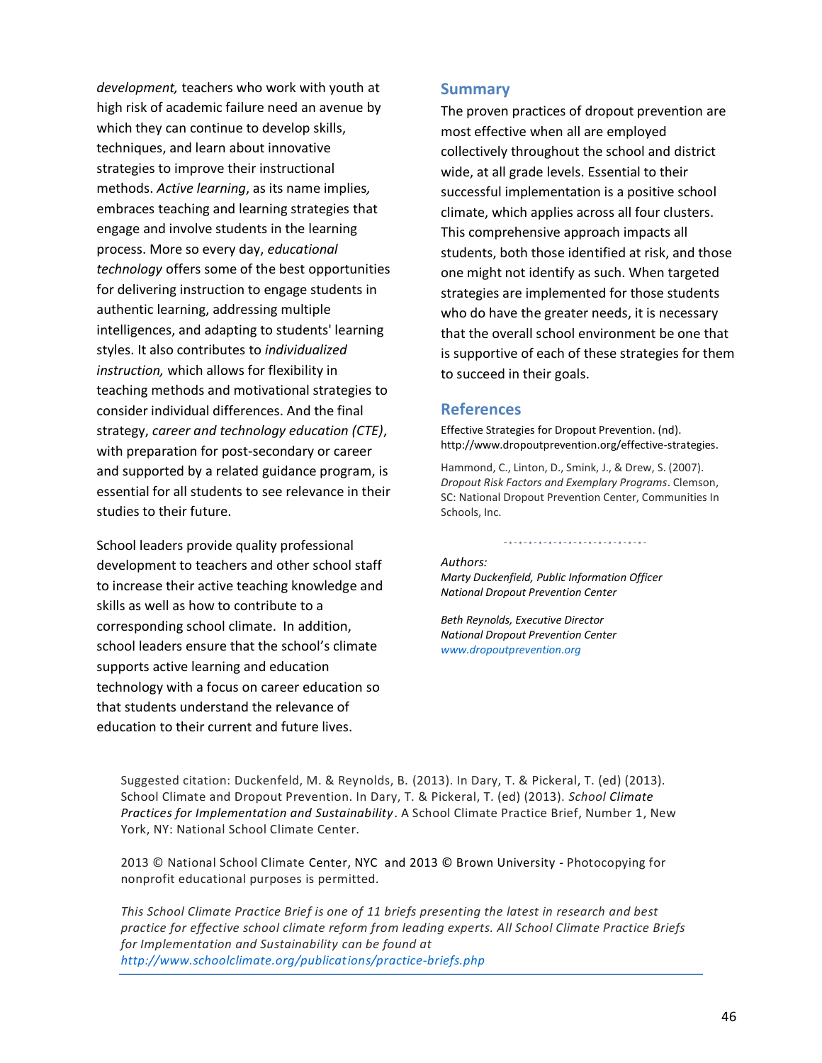*development,* teachers who work with youth at high risk of academic failure need an avenue by which they can continue to develop skills, techniques, and learn about innovative strategies to improve their instructional methods. *Active learning*, as its name implies*,* embraces teaching and learning strategies that engage and involve students in the learning process. More so every day, *educational technology* offers some of the best opportunities for delivering instruction to engage students in authentic learning, addressing multiple intelligences, and adapting to students' learning styles. It also contributes to *individualized instruction,* which allows for flexibility in teaching methods and motivational strategies to consider individual differences. And the final strategy, *career and technology education (CTE)*, with preparation for post-secondary or career and supported by a related guidance program, is essential for all students to see relevance in their studies to their future.

School leaders provide quality professional development to teachers and other school staff to increase their active teaching knowledge and skills as well as how to contribute to a corresponding school climate. In addition, school leaders ensure that the school's climate supports active learning and education technology with a focus on career education so that students understand the relevance of education to their current and future lives.

## Summary

The proven practices of dropout prevention are most effective when all are employed collectively throughout the school and district wide, at all grade levels. Essential to their successful implementation is a positive school climate, which applies across all four clusters. This comprehensive approach impacts all students, both those identified at risk, and those one might not identify as such. When targeted strategies are implemented for those students who do have the greater needs, it is necessary that the overall school environment be one that is supportive of each of these strategies for them to succeed in their goals.

## References

Effective Strategies for Dropout Prevention. (nd). http://www.dropoutprevention.org/effective-strategies.

Hammond, C., Linton, D., Smink, J., & Drew, S. (2007). *Dropout Risk Factors and Exemplary Programs*. Clemson, SC: National Dropout Prevention Center, Communities In Schools, Inc.

*Authors:*
*Marty Duckenfield, Public Information Officer*
*National Dropout Prevention Center*

*Beth Reynolds, Executive Director*
*National Dropout Prevention Center*
*www.dropoutprevention.org*

Suggested citation: Duckenfeld, M. & Reynolds, B. (2013). In Dary, T. & Pickeral, T. (ed) (2013). School Climate and Dropout Prevention. In Dary, T. & Pickeral, T. (ed) (2013). *School Climate Practices for Implementation and Sustainability*. A School Climate Practice Brief, Number 1, New York, NY: National School Climate Center.

2013 © National School Climate Center, NYC and 2013 © Brown University - Photocopying for nonprofit educational purposes is permitted.

*This School Climate Practice Brief is one of 11 briefs presenting the latest in research and best practice for effective school climate reform from leading experts. All School Climate Practice Briefs for Implementation and Sustainability can be found at http://www.schoolclimate.org/publications/practice-briefs.php*